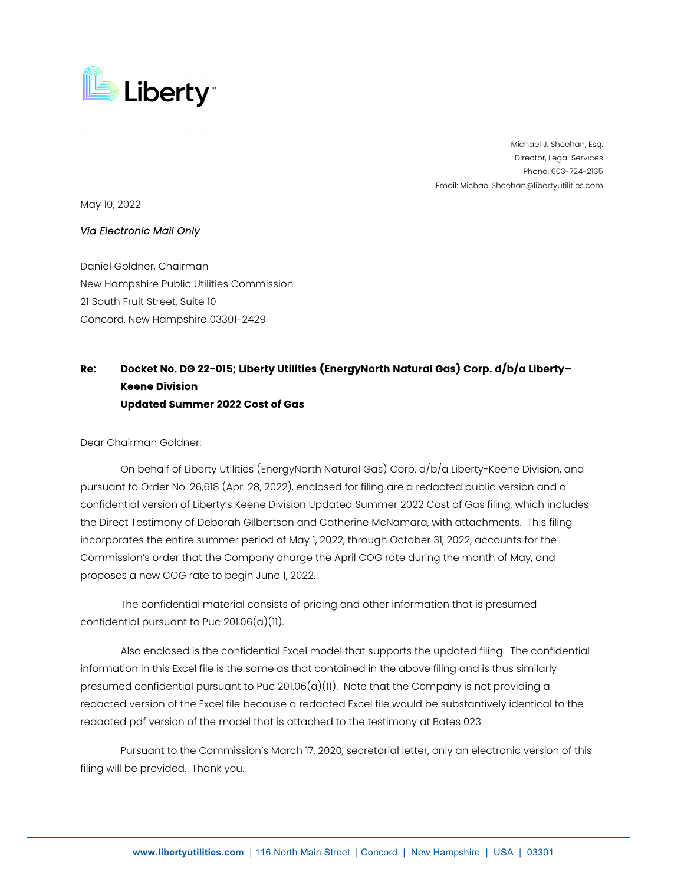Liberty

Michael J. Sheehan, Esq.
Director, Legal Services
Phone: 603-724-2135
Email: Michael.Sheehan@libertyutilities.com

May 10, 2022

*Via Electronic Mail Only*

Daniel Goldner, Chairman
New Hampshire Public Utilities Commission
21 South Fruit Street, Suite 10
Concord, New Hampshire 03301-2429

**Re: Docket No. DG 22-015; Liberty Utilities (EnergyNorth Natural Gas) Corp. d/b/a Liberty–Keene Division**
**Updated Summer 2022 Cost of Gas**

Dear Chairman Goldner:

On behalf of Liberty Utilities (EnergyNorth Natural Gas) Corp. d/b/a Liberty-Keene Division, and pursuant to Order No. 26,618 (Apr. 28, 2022), enclosed for filing are a redacted public version and a confidential version of Liberty's Keene Division Updated Summer 2022 Cost of Gas filing, which includes the Direct Testimony of Deborah Gilbertson and Catherine McNamara, with attachments. This filing incorporates the entire summer period of May 1, 2022, through October 31, 2022, accounts for the Commission's order that the Company charge the April COG rate during the month of May, and proposes a new COG rate to begin June 1, 2022.

The confidential material consists of pricing and other information that is presumed confidential pursuant to Puc 201.06(a)(11).

Also enclosed is the confidential Excel model that supports the updated filing. The confidential information in this Excel file is the same as that contained in the above filing and is thus similarly presumed confidential pursuant to Puc 201.06(a)(11). Note that the Company is not providing a redacted version of the Excel file because a redacted Excel file would be substantively identical to the redacted pdf version of the model that is attached to the testimony at Bates 023.

Pursuant to the Commission's March 17, 2020, secretarial letter, only an electronic version of this filing will be provided. Thank you.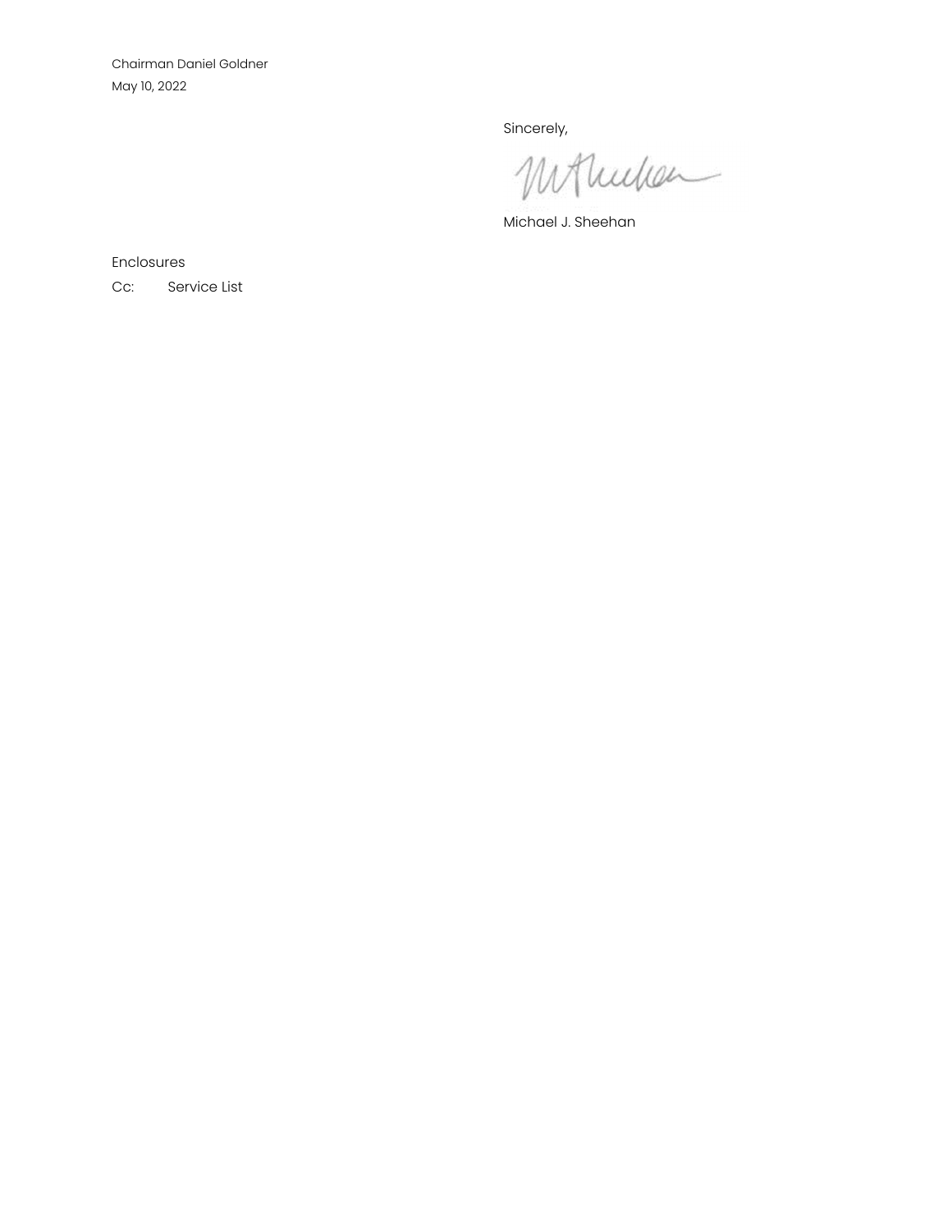Sincerely,

Michael J. Sheehan

Enclosures

Cc: Service List